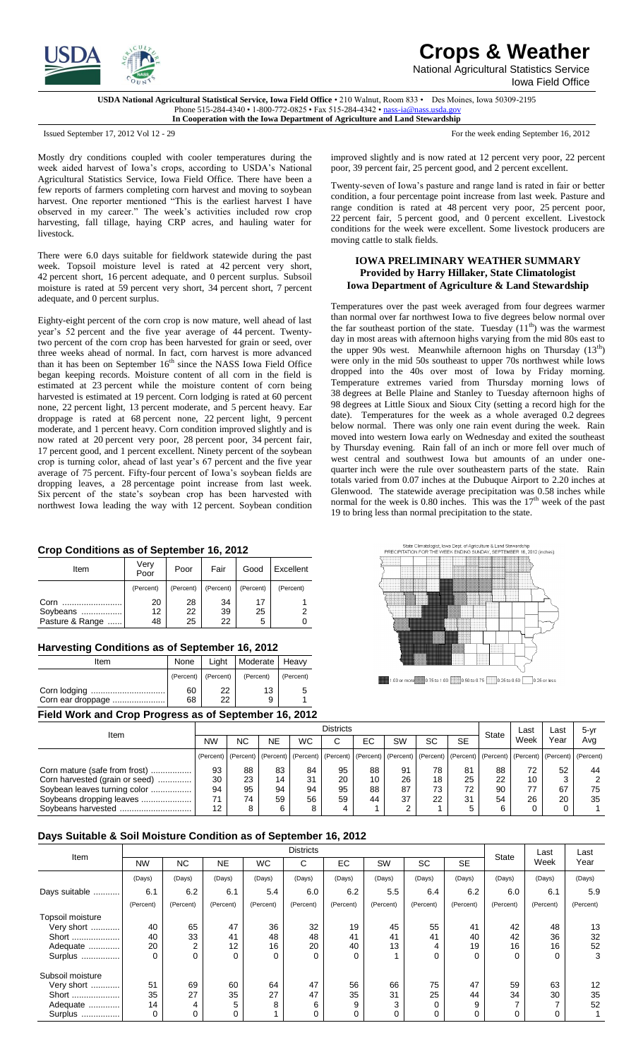# Crops & Weather

National Agricultural Statistics Service
Iowa Field Office

**USDA National Agricultural Statistical Service, Iowa Field Office** • 210 Walnut, Room 833 • Des Moines, Iowa 50309-2195
Phone 515-284-4340 • 1-800-772-0825 • Fax 515-284-4342 • nass-ia@nass.usda.gov
**In Cooperation with the Iowa Department of Agriculture and Land Stewardship**

Issued September 17, 2012 Vol 12 - 29 — For the week ending September 16, 2012

Mostly dry conditions coupled with cooler temperatures during the week aided harvest of Iowa's crops, according to USDA's National Agricultural Statistics Service, Iowa Field Office. There have been a few reports of farmers completing corn harvest and moving to soybean harvest. One reporter mentioned "This is the earliest harvest I have observed in my career." The week's activities included row crop harvesting, fall tillage, haying CRP acres, and hauling water for livestock.

There were 6.0 days suitable for fieldwork statewide during the past week. Topsoil moisture level is rated at 42 percent very short, 42 percent short, 16 percent adequate, and 0 percent surplus. Subsoil moisture is rated at 59 percent very short, 34 percent short, 7 percent adequate, and 0 percent surplus.

Eighty-eight percent of the corn crop is now mature, well ahead of last year's 52 percent and the five year average of 44 percent. Twenty-two percent of the corn crop has been harvested for grain or seed, over three weeks ahead of normal. In fact, corn harvest is more advanced than it has been on September 16th since the NASS Iowa Field Office began keeping records. Moisture content of all corn in the field is estimated at 23 percent while the moisture content of corn being harvested is estimated at 19 percent. Corn lodging is rated at 60 percent none, 22 percent light, 13 percent moderate, and 5 percent heavy. Ear droppage is rated at 68 percent none, 22 percent light, 9 percent moderate, and 1 percent heavy. Corn condition improved slightly and is now rated at 20 percent very poor, 28 percent poor, 34 percent fair, 17 percent good, and 1 percent excellent. Ninety percent of the soybean crop is turning color, ahead of last year's 67 percent and the five year average of 75 percent. Fifty-four percent of Iowa's soybean fields are dropping leaves, a 28 percentage point increase from last week. Six percent of the state's soybean crop has been harvested with northwest Iowa leading the way with 12 percent. Soybean condition improved slightly and is now rated at 12 percent very poor, 22 percent poor, 39 percent fair, 25 percent good, and 2 percent excellent.

Twenty-seven of Iowa's pasture and range land is rated in fair or better condition, a four percentage point increase from last week. Pasture and range condition is rated at 48 percent very poor, 25 percent poor, 22 percent fair, 5 percent good, and 0 percent excellent. Livestock conditions for the week were excellent. Some livestock producers are moving cattle to stalk fields.

## IOWA PRELIMINARY WEATHER SUMMARY

**Provided by Harry Hillaker, State Climatologist**
**Iowa Department of Agriculture & Land Stewardship**

Temperatures over the past week averaged from four degrees warmer than normal over far northwest Iowa to five degrees below normal over the far southeast portion of the state. Tuesday (11th) was the warmest day in most areas with afternoon highs varying from the mid 80s east to the upper 90s west. Meanwhile afternoon highs on Thursday (13th) were only in the mid 50s southeast to upper 70s northwest while lows dropped into the 40s over most of Iowa by Friday morning. Temperature extremes varied from Thursday morning lows of 38 degrees at Belle Plaine and Stanley to Tuesday afternoon highs of 98 degrees at Little Sioux and Sioux City (setting a record high for the date). Temperatures for the week as a whole averaged 0.2 degrees below normal. There was only one rain event during the week. Rain moved into western Iowa early on Wednesday and exited the southeast by Thursday evening. Rain fall of an inch or more fell over much of west central and southwest Iowa but amounts of an under one-quarter inch were the rule over southeastern parts of the state. Rain totals varied from 0.07 inches at the Dubuque Airport to 2.20 inches at Glenwood. The statewide average precipitation was 0.58 inches while normal for the week is 0.80 inches. This was the 17th week of the past 19 to bring less than normal precipitation to the state.

State Climatologist, Iowa Dept. of Agriculture & Land Stewardship
PRECIPITATION FOR THE WEEK ENDING SUNDAY, SEPTEMBER 16, 2012 (inches)

1.00 or more | 0.75 to 1.00 | 0.50 to 0.75 | 0.25 to 0.50 | 0.25 or less

### Crop Conditions as of September 16, 2012

| Item | Very Poor | Poor | Fair | Good | Excellent |
|---|---|---|---|---|---|
| | (Percent) | (Percent) | (Percent) | (Percent) | (Percent) |
| Corn | 20 | 28 | 34 | 17 | 1 |
| Soybeans | 12 | 22 | 39 | 25 | 2 |
| Pasture & Range | 48 | 25 | 22 | 5 | 0 |

### Harvesting Conditions as of September 16, 2012

| Item | None | Light | Moderate | Heavy |
|---|---|---|---|---|
| | (Percent) | (Percent) | (Percent) | (Percent) |
| Corn lodging | 60 | 22 | 13 | 5 |
| Corn ear droppage | 68 | 22 | 9 | 1 |

### Field Work and Crop Progress as of September 16, 2012

| Item | Districts | | | | | | | | | State | Last Week | Last Year | 5-yr Avg |
|---|---|---|---|---|---|---|---|---|---|---|---|---|---|
| | NW | NC | NE | WC | C | EC | SW | SC | SE | | | | |
| | (Percent) | (Percent) | (Percent) | (Percent) | (Percent) | (Percent) | (Percent) | (Percent) | (Percent) | (Percent) | (Percent) | (Percent) | (Percent) |
| Corn mature (safe from frost) | 93 | 88 | 83 | 84 | 95 | 88 | 91 | 78 | 81 | 88 | 72 | 52 | 44 |
| Corn harvested (grain or seed) | 30 | 23 | 14 | 31 | 20 | 10 | 26 | 18 | 25 | 22 | 10 | 3 | 2 |
| Soybean leaves turning color | 94 | 95 | 94 | 94 | 95 | 88 | 87 | 73 | 72 | 90 | 77 | 67 | 75 |
| Soybeans dropping leaves | 71 | 74 | 59 | 56 | 59 | 44 | 37 | 22 | 31 | 54 | 26 | 20 | 35 |
| Soybeans harvested | 12 | 8 | 6 | 8 | 4 | 1 | 2 | 1 | 5 | 6 | 0 | 0 | 1 |

### Days Suitable & Soil Moisture Condition as of September 16, 2012

| Item | Districts | | | | | | | | | State | Last Week | Last Year |
|---|---|---|---|---|---|---|---|---|---|---|---|---|
| | NW | NC | NE | WC | C | EC | SW | SC | SE | | | |
| | (Days) | (Days) | (Days) | (Days) | (Days) | (Days) | (Days) | (Days) | (Days) | (Days) | (Days) | (Days) |
| Days suitable | 6.1 | 6.2 | 6.1 | 5.4 | 6.0 | 6.2 | 5.5 | 6.4 | 6.2 | 6.0 | 6.1 | 5.9 |
| | (Percent) | (Percent) | (Percent) | (Percent) | (Percent) | (Percent) | (Percent) | (Percent) | (Percent) | (Percent) | (Percent) | (Percent) |
| Topsoil moisture | | | | | | | | | | | | |
| Very short | 40 | 65 | 47 | 36 | 32 | 19 | 45 | 55 | 41 | 42 | 48 | 13 |
| Short | 40 | 33 | 41 | 48 | 48 | 41 | 41 | 41 | 40 | 42 | 36 | 32 |
| Adequate | 20 | 2 | 12 | 16 | 20 | 40 | 13 | 4 | 19 | 16 | 16 | 52 |
| Surplus | 0 | 0 | 0 | 0 | 0 | 0 | 1 | 0 | 0 | 0 | 0 | 3 |
| Subsoil moisture | | | | | | | | | | | | |
| Very short | 51 | 69 | 60 | 64 | 47 | 56 | 66 | 75 | 47 | 59 | 63 | 12 |
| Short | 35 | 27 | 35 | 27 | 47 | 35 | 31 | 25 | 44 | 34 | 30 | 35 |
| Adequate | 14 | 4 | 5 | 8 | 6 | 9 | 3 | 0 | 9 | 7 | 7 | 52 |
| Surplus | 0 | 0 | 0 | 1 | 0 | 0 | 0 | 0 | 0 | 0 | 0 | 1 |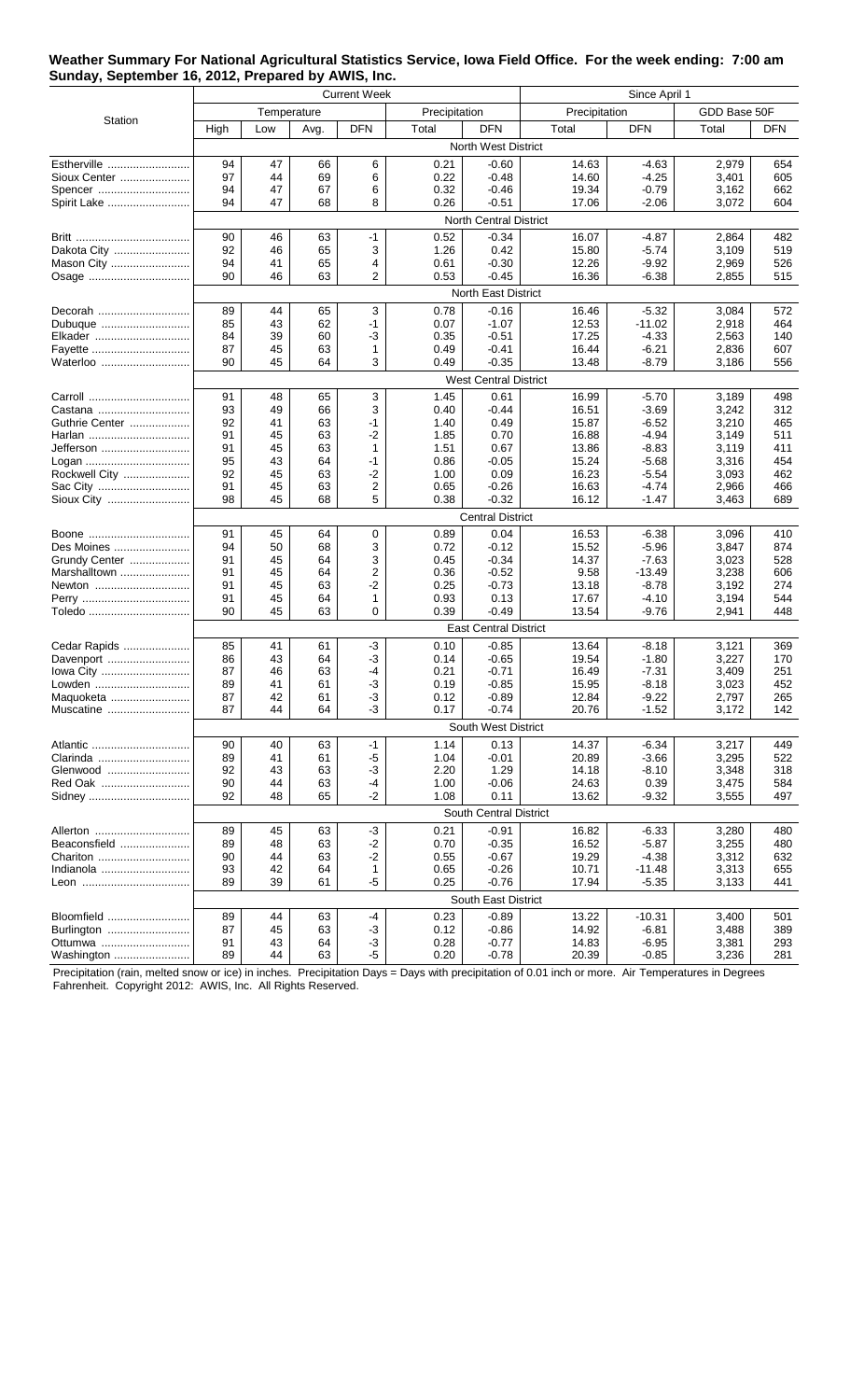**Weather Summary For National Agricultural Statistics Service, Iowa Field Office. For the week ending: 7:00 am Sunday, September 16, 2012, Prepared by AWIS, Inc.**

| Station | Current Week | | | | | | Since April 1 | | | |
|---|---|---|---|---|---|---|---|---|---|---|
| | Temperature | | | | Precipitation | | Precipitation | | GDD Base 50F | |
| | High | Low | Avg. | DFN | Total | DFN | Total | DFN | Total | DFN |
| **North West District** | | | | | | | | | | |
| Estherville | 94 | 47 | 66 | 6 | 0.21 | -0.60 | 14.63 | -4.63 | 2,979 | 654 |
| Sioux Center | 97 | 44 | 69 | 6 | 0.22 | -0.48 | 14.60 | -4.25 | 3,401 | 605 |
| Spencer | 94 | 47 | 67 | 6 | 0.32 | -0.46 | 19.34 | -0.79 | 3,162 | 662 |
| Spirit Lake | 94 | 47 | 68 | 8 | 0.26 | -0.51 | 17.06 | -2.06 | 3,072 | 604 |
| **North Central District** | | | | | | | | | | |
| Britt | 90 | 46 | 63 | -1 | 0.52 | -0.34 | 16.07 | -4.87 | 2,864 | 482 |
| Dakota City | 92 | 46 | 65 | 3 | 1.26 | 0.42 | 15.80 | -5.74 | 3,109 | 519 |
| Mason City | 94 | 41 | 65 | 4 | 0.61 | -0.30 | 12.26 | -9.92 | 2,969 | 526 |
| Osage | 90 | 46 | 63 | 2 | 0.53 | -0.45 | 16.36 | -6.38 | 2,855 | 515 |
| **North East District** | | | | | | | | | | |
| Decorah | 89 | 44 | 65 | 3 | 0.78 | -0.16 | 16.46 | -5.32 | 3,084 | 572 |
| Dubuque | 85 | 43 | 62 | -1 | 0.07 | -1.07 | 12.53 | -11.02 | 2,918 | 464 |
| Elkader | 84 | 39 | 60 | -3 | 0.35 | -0.51 | 17.25 | -4.33 | 2,563 | 140 |
| Fayette | 87 | 45 | 63 | 1 | 0.49 | -0.41 | 16.44 | -6.21 | 2,836 | 607 |
| Waterloo | 90 | 45 | 64 | 3 | 0.49 | -0.35 | 13.48 | -8.79 | 3,186 | 556 |
| **West Central District** | | | | | | | | | | |
| Carroll | 91 | 48 | 65 | 3 | 1.45 | 0.61 | 16.99 | -5.70 | 3,189 | 498 |
| Castana | 93 | 49 | 66 | 3 | 0.40 | -0.44 | 16.51 | -3.69 | 3,242 | 312 |
| Guthrie Center | 92 | 41 | 63 | -1 | 1.40 | 0.49 | 15.87 | -6.52 | 3,210 | 465 |
| Harlan | 91 | 45 | 63 | -2 | 1.85 | 0.70 | 16.88 | -4.94 | 3,149 | 511 |
| Jefferson | 91 | 45 | 63 | 1 | 1.51 | 0.67 | 13.86 | -8.83 | 3,119 | 411 |
| Logan | 95 | 43 | 64 | -1 | 0.86 | -0.05 | 15.24 | -5.68 | 3,316 | 454 |
| Rockwell City | 92 | 45 | 63 | -2 | 1.00 | 0.09 | 16.23 | -5.54 | 3,093 | 462 |
| Sac City | 91 | 45 | 63 | 2 | 0.65 | -0.26 | 16.63 | -4.74 | 2,966 | 466 |
| Sioux City | 98 | 45 | 68 | 5 | 0.38 | -0.32 | 16.12 | -1.47 | 3,463 | 689 |
| **Central District** | | | | | | | | | | |
| Boone | 91 | 45 | 64 | 0 | 0.89 | 0.04 | 16.53 | -6.38 | 3,096 | 410 |
| Des Moines | 94 | 50 | 68 | 3 | 0.72 | -0.12 | 15.52 | -5.96 | 3,847 | 874 |
| Grundy Center | 91 | 45 | 64 | 3 | 0.45 | -0.34 | 14.37 | -7.63 | 3,023 | 528 |
| Marshalltown | 91 | 45 | 64 | 2 | 0.36 | -0.52 | 9.58 | -13.49 | 3,238 | 606 |
| Newton | 91 | 45 | 63 | -2 | 0.25 | -0.73 | 13.18 | -8.78 | 3,192 | 274 |
| Perry | 91 | 45 | 64 | 1 | 0.93 | 0.13 | 17.67 | -4.10 | 3,194 | 544 |
| Toledo | 90 | 45 | 63 | 0 | 0.39 | -0.49 | 13.54 | -9.76 | 2,941 | 448 |
| **East Central District** | | | | | | | | | | |
| Cedar Rapids | 85 | 41 | 61 | -3 | 0.10 | -0.85 | 13.64 | -8.18 | 3,121 | 369 |
| Davenport | 86 | 43 | 64 | -3 | 0.14 | -0.65 | 19.54 | -1.80 | 3,227 | 170 |
| Iowa City | 87 | 46 | 63 | -4 | 0.21 | -0.71 | 16.49 | -7.31 | 3,409 | 251 |
| Lowden | 89 | 41 | 61 | -3 | 0.19 | -0.85 | 15.95 | -8.18 | 3,023 | 452 |
| Maquoketa | 87 | 42 | 61 | -3 | 0.12 | -0.89 | 12.84 | -9.22 | 2,797 | 265 |
| Muscatine | 87 | 44 | 64 | -3 | 0.17 | -0.74 | 20.76 | -1.52 | 3,172 | 142 |
| **South West District** | | | | | | | | | | |
| Atlantic | 90 | 40 | 63 | -1 | 1.14 | 0.13 | 14.37 | -6.34 | 3,217 | 449 |
| Clarinda | 89 | 41 | 61 | -5 | 1.04 | -0.01 | 20.89 | -3.66 | 3,295 | 522 |
| Glenwood | 92 | 43 | 63 | -3 | 2.20 | 1.29 | 14.18 | -8.10 | 3,348 | 318 |
| Red Oak | 90 | 44 | 63 | -4 | 1.00 | -0.06 | 24.63 | 0.39 | 3,475 | 584 |
| Sidney | 92 | 48 | 65 | -2 | 1.08 | 0.11 | 13.62 | -9.32 | 3,555 | 497 |
| **South Central District** | | | | | | | | | | |
| Allerton | 89 | 45 | 63 | -3 | 0.21 | -0.91 | 16.82 | -6.33 | 3,280 | 480 |
| Beaconsfield | 89 | 48 | 63 | -2 | 0.70 | -0.35 | 16.52 | -5.87 | 3,255 | 480 |
| Chariton | 90 | 44 | 63 | -2 | 0.55 | -0.67 | 19.29 | -4.38 | 3,312 | 632 |
| Indianola | 93 | 42 | 64 | 1 | 0.65 | -0.26 | 10.71 | -11.48 | 3,313 | 655 |
| Leon | 89 | 39 | 61 | -5 | 0.25 | -0.76 | 17.94 | -5.35 | 3,133 | 441 |
| **South East District** | | | | | | | | | | |
| Bloomfield | 89 | 44 | 63 | -4 | 0.23 | -0.89 | 13.22 | -10.31 | 3,400 | 501 |
| Burlington | 87 | 45 | 63 | -3 | 0.12 | -0.86 | 14.92 | -6.81 | 3,488 | 389 |
| Ottumwa | 91 | 43 | 64 | -3 | 0.28 | -0.77 | 14.83 | -6.95 | 3,381 | 293 |
| Washington | 89 | 44 | 63 | -5 | 0.20 | -0.78 | 20.39 | -0.85 | 3,236 | 281 |

Precipitation (rain, melted snow or ice) in inches. Precipitation Days = Days with precipitation of 0.01 inch or more. Air Temperatures in Degrees Fahrenheit. Copyright 2012: AWIS, Inc. All Rights Reserved.